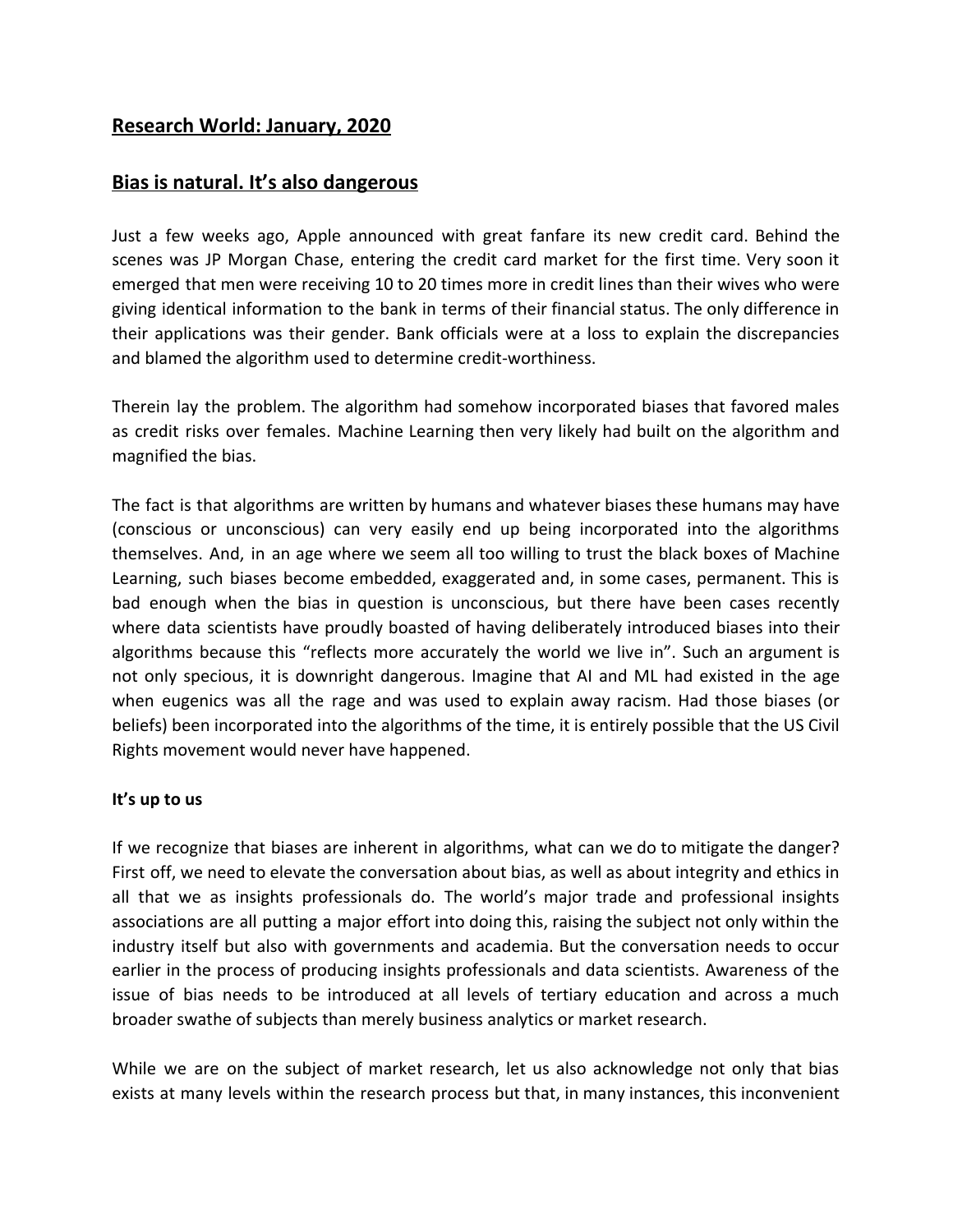## Research World: January, 2020

## Bias is natural. It's also dangerous

Just a few weeks ago, Apple announced with great fanfare its new credit card. Behind the scenes was JP Morgan Chase, entering the credit card market for the first time. Very soon it emerged that men were receiving 10 to 20 times more in credit lines than their wives who were giving identical information to the bank in terms of their financial status. The only difference in their applications was their gender. Bank officials were at a loss to explain the discrepancies and blamed the algorithm used to determine credit-worthiness.

Therein lay the problem. The algorithm had somehow incorporated biases that favored males as credit risks over females. Machine Learning then very likely had built on the algorithm and magnified the bias.

The fact is that algorithms are written by humans and whatever biases these humans may have (conscious or unconscious) can very easily end up being incorporated into the algorithms themselves. And, in an age where we seem all too willing to trust the black boxes of Machine Learning, such biases become embedded, exaggerated and, in some cases, permanent. This is bad enough when the bias in question is unconscious, but there have been cases recently where data scientists have proudly boasted of having deliberately introduced biases into their algorithms because this "reflects more accurately the world we live in". Such an argument is not only specious, it is downright dangerous. Imagine that AI and ML had existed in the age when eugenics was all the rage and was used to explain away racism. Had those biases (or beliefs) been incorporated into the algorithms of the time, it is entirely possible that the US Civil Rights movement would never have happened.

**It's up to us**

If we recognize that biases are inherent in algorithms, what can we do to mitigate the danger? First off, we need to elevate the conversation about bias, as well as about integrity and ethics in all that we as insights professionals do. The world's major trade and professional insights associations are all putting a major effort into doing this, raising the subject not only within the industry itself but also with governments and academia. But the conversation needs to occur earlier in the process of producing insights professionals and data scientists. Awareness of the issue of bias needs to be introduced at all levels of tertiary education and across a much broader swathe of subjects than merely business analytics or market research.

While we are on the subject of market research, let us also acknowledge not only that bias exists at many levels within the research process but that, in many instances, this inconvenient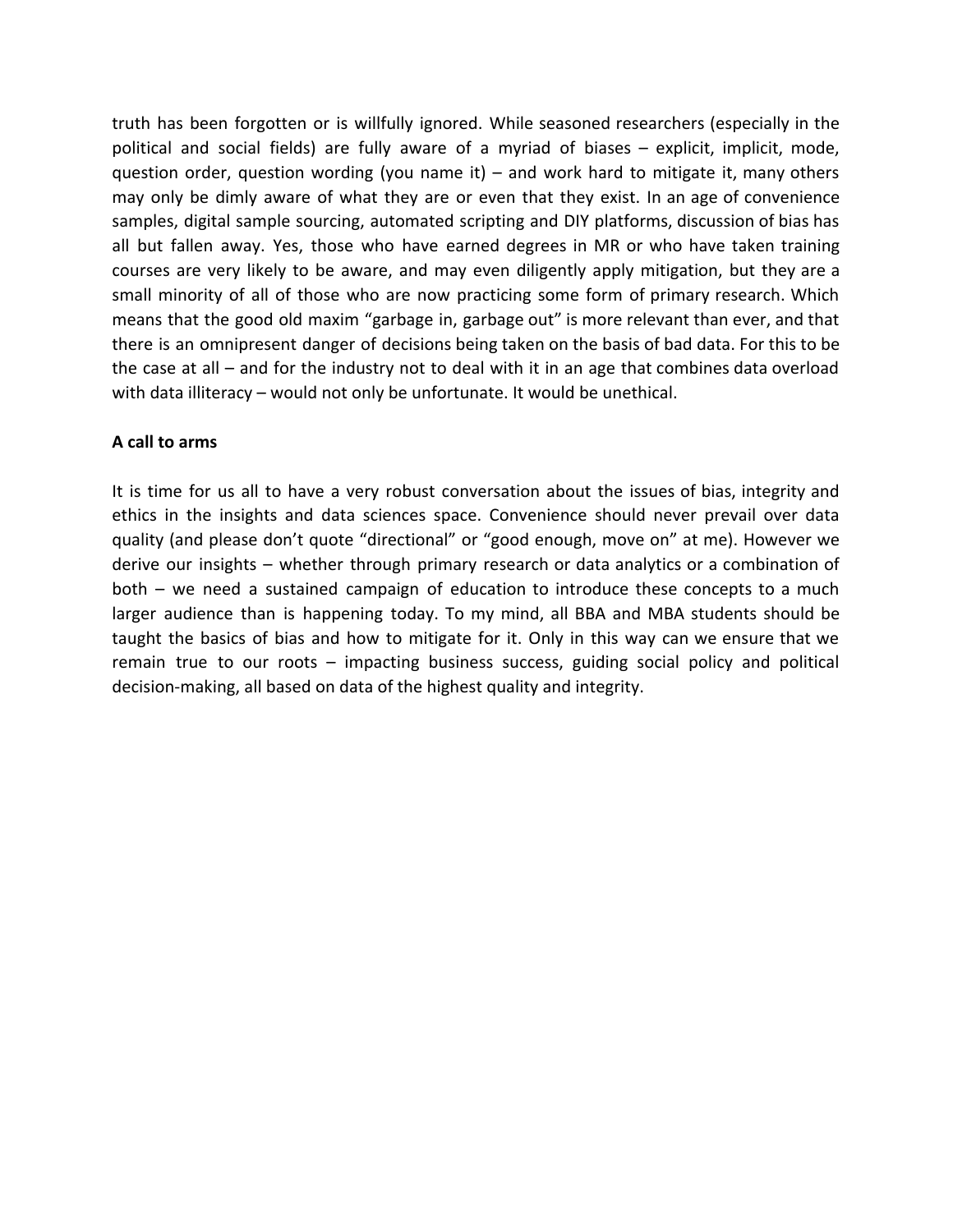truth has been forgotten or is willfully ignored. While seasoned researchers (especially in the political and social fields) are fully aware of a myriad of biases – explicit, implicit, mode, question order, question wording (you name it) – and work hard to mitigate it, many others may only be dimly aware of what they are or even that they exist. In an age of convenience samples, digital sample sourcing, automated scripting and DIY platforms, discussion of bias has all but fallen away. Yes, those who have earned degrees in MR or who have taken training courses are very likely to be aware, and may even diligently apply mitigation, but they are a small minority of all of those who are now practicing some form of primary research. Which means that the good old maxim "garbage in, garbage out" is more relevant than ever, and that there is an omnipresent danger of decisions being taken on the basis of bad data. For this to be the case at all – and for the industry not to deal with it in an age that combines data overload with data illiteracy – would not only be unfortunate. It would be unethical.

**A call to arms**

It is time for us all to have a very robust conversation about the issues of bias, integrity and ethics in the insights and data sciences space. Convenience should never prevail over data quality (and please don't quote "directional" or "good enough, move on" at me). However we derive our insights – whether through primary research or data analytics or a combination of both – we need a sustained campaign of education to introduce these concepts to a much larger audience than is happening today. To my mind, all BBA and MBA students should be taught the basics of bias and how to mitigate for it. Only in this way can we ensure that we remain true to our roots – impacting business success, guiding social policy and political decision-making, all based on data of the highest quality and integrity.